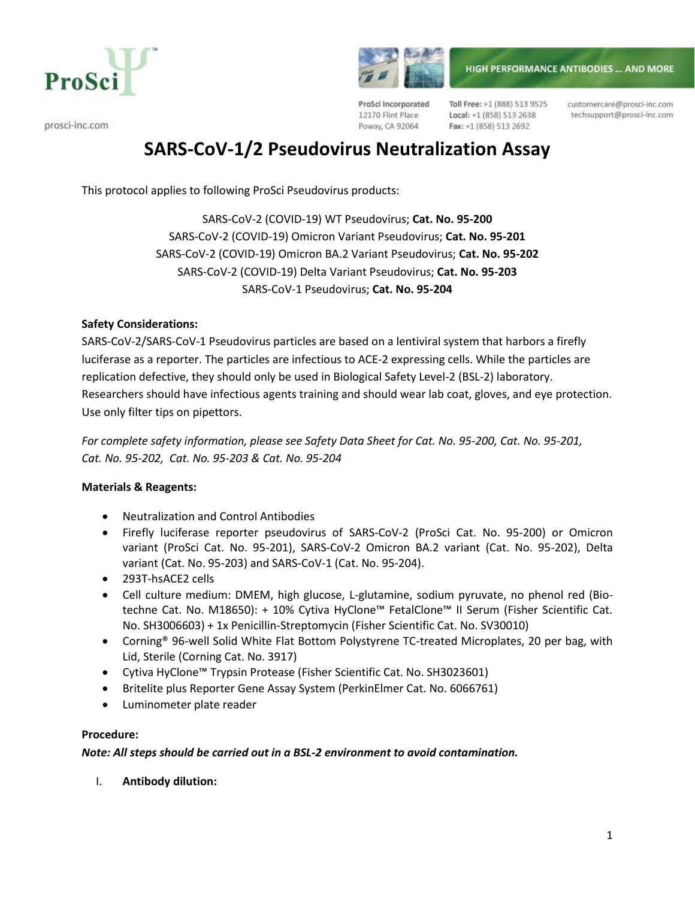# SARS-CoV-1/2 Pseudovirus Neutralization Assay

This protocol applies to following ProSci Pseudovirus products:

SARS-CoV-2 (COVID-19) WT Pseudovirus; **Cat. No. 95-200**
SARS-CoV-2 (COVID-19) Omicron Variant Pseudovirus; **Cat. No. 95-201**
SARS-CoV-2 (COVID-19) Omicron BA.2 Variant Pseudovirus; **Cat. No. 95-202**
SARS-CoV-2 (COVID-19) Delta Variant Pseudovirus; **Cat. No. 95-203**
SARS-CoV-1 Pseudovirus; **Cat. No. 95-204**

**Safety Considerations:**

SARS-CoV-2/SARS-CoV-1 Pseudovirus particles are based on a lentiviral system that harbors a firefly luciferase as a reporter. The particles are infectious to ACE-2 expressing cells. While the particles are replication defective, they should only be used in Biological Safety Level-2 (BSL-2) laboratory. Researchers should have infectious agents training and should wear lab coat, gloves, and eye protection. Use only filter tips on pipettors.

*For complete safety information, please see Safety Data Sheet for Cat. No. 95-200, Cat. No. 95-201, Cat. No. 95-202, Cat. No. 95-203 & Cat. No. 95-204*

**Materials & Reagents:**

- Neutralization and Control Antibodies
- Firefly luciferase reporter pseudovirus of SARS-CoV-2 (ProSci Cat. No. 95-200) or Omicron variant (ProSci Cat. No. 95-201), SARS-CoV-2 Omicron BA.2 variant (Cat. No. 95-202), Delta variant (Cat. No. 95-203) and SARS-CoV-1 (Cat. No. 95-204).
- 293T-hsACE2 cells
- Cell culture medium: DMEM, high glucose, L-glutamine, sodium pyruvate, no phenol red (Bio-techne Cat. No. M18650): + 10% Cytiva HyClone™ FetalClone™ II Serum (Fisher Scientific Cat. No. SH3006603) + 1x Penicillin-Streptomycin (Fisher Scientific Cat. No. SV30010)
- Corning® 96-well Solid White Flat Bottom Polystyrene TC-treated Microplates, 20 per bag, with Lid, Sterile (Corning Cat. No. 3917)
- Cytiva HyClone™ Trypsin Protease (Fisher Scientific Cat. No. SH3023601)
- Britelite plus Reporter Gene Assay System (PerkinElmer Cat. No. 6066761)
- Luminometer plate reader

**Procedure:**

***Note: All steps should be carried out in a BSL-2 environment to avoid contamination.***

I. **Antibody dilution:**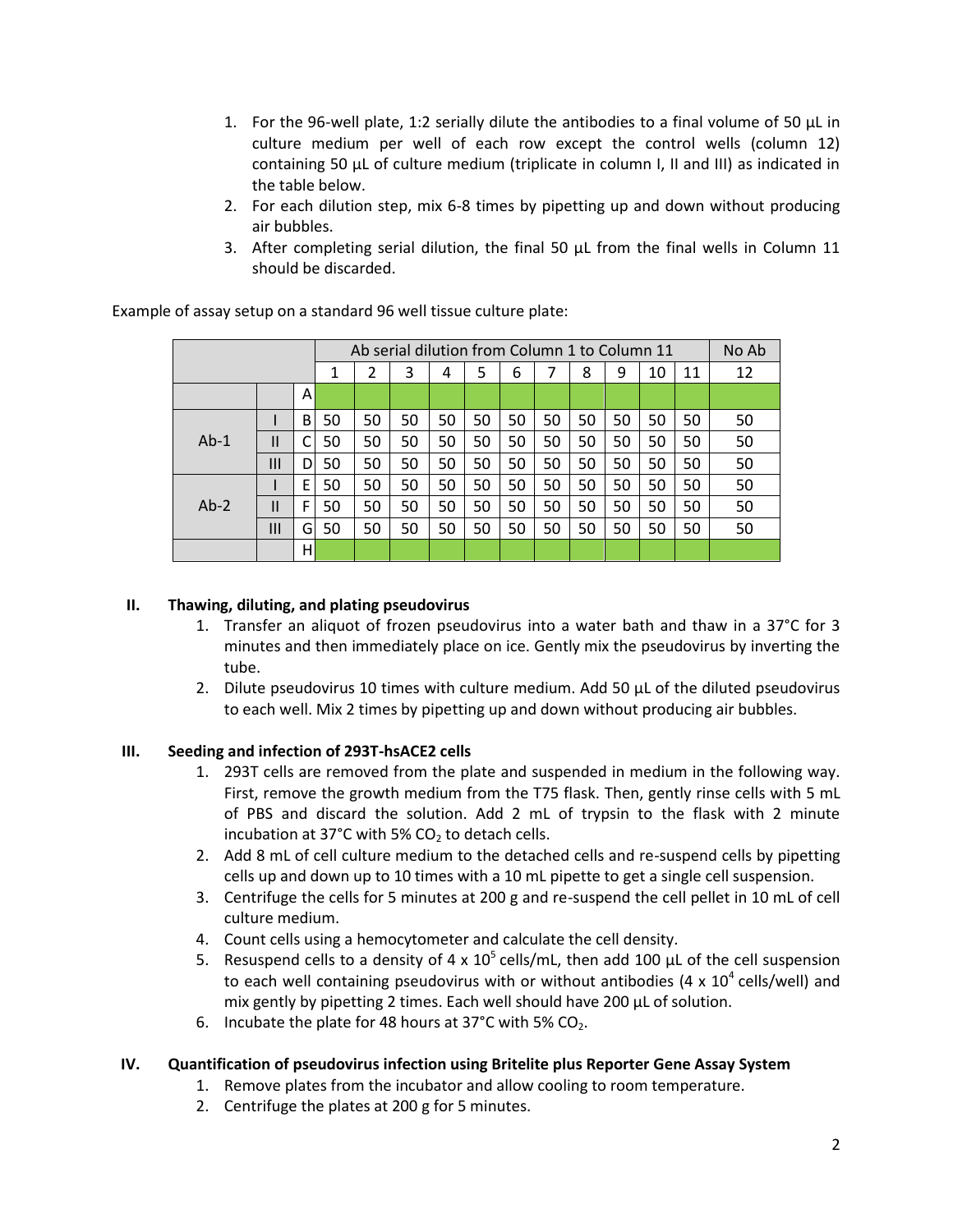1. For the 96-well plate, 1:2 serially dilute the antibodies to a final volume of 50 µL in culture medium per well of each row except the control wells (column 12) containing 50 µL of culture medium (triplicate in column I, II and III) as indicated in the table below.
2. For each dilution step, mix 6-8 times by pipetting up and down without producing air bubbles.
3. After completing serial dilution, the final 50 µL from the final wells in Column 11 should be discarded.

Example of assay setup on a standard 96 well tissue culture plate:

| | | | Ab serial dilution from Column 1 to Column 11 | | | | | | | | | | | No Ab |
|---|---|---|---|---|---|---|---|---|---|---|---|---|---|---|
| | | | 1 | 2 | 3 | 4 | 5 | 6 | 7 | 8 | 9 | 10 | 11 | 12 |
| | | A | | | | | | | | | | | | |
| Ab-1 | I | B | 50 | 50 | 50 | 50 | 50 | 50 | 50 | 50 | 50 | 50 | 50 | 50 |
| | II | C | 50 | 50 | 50 | 50 | 50 | 50 | 50 | 50 | 50 | 50 | 50 | 50 |
| | III | D | 50 | 50 | 50 | 50 | 50 | 50 | 50 | 50 | 50 | 50 | 50 | 50 |
| Ab-2 | I | E | 50 | 50 | 50 | 50 | 50 | 50 | 50 | 50 | 50 | 50 | 50 | 50 |
| | II | F | 50 | 50 | 50 | 50 | 50 | 50 | 50 | 50 | 50 | 50 | 50 | 50 |
| | III | G | 50 | 50 | 50 | 50 | 50 | 50 | 50 | 50 | 50 | 50 | 50 | 50 |
| | | H | | | | | | | | | | | | |

## II. Thawing, diluting, and plating pseudovirus

1. Transfer an aliquot of frozen pseudovirus into a water bath and thaw in a 37°C for 3 minutes and then immediately place on ice. Gently mix the pseudovirus by inverting the tube.
2. Dilute pseudovirus 10 times with culture medium. Add 50 µL of the diluted pseudovirus to each well. Mix 2 times by pipetting up and down without producing air bubbles.

## III. Seeding and infection of 293T-hsACE2 cells

1. 293T cells are removed from the plate and suspended in medium in the following way. First, remove the growth medium from the T75 flask. Then, gently rinse cells with 5 mL of PBS and discard the solution. Add 2 mL of trypsin to the flask with 2 minute incubation at 37°C with 5% $CO_2$ to detach cells.
2. Add 8 mL of cell culture medium to the detached cells and re-suspend cells by pipetting cells up and down up to 10 times with a 10 mL pipette to get a single cell suspension.
3. Centrifuge the cells for 5 minutes at 200 g and re-suspend the cell pellet in 10 mL of cell culture medium.
4. Count cells using a hemocytometer and calculate the cell density.
5. Resuspend cells to a density of $4 \times 10^5$ cells/mL, then add 100 µL of the cell suspension to each well containing pseudovirus with or without antibodies ($4 \times 10^4$ cells/well) and mix gently by pipetting 2 times. Each well should have 200 µL of solution.
6. Incubate the plate for 48 hours at 37°C with 5% $CO_2$.

## IV. Quantification of pseudovirus infection using Britelite plus Reporter Gene Assay System

1. Remove plates from the incubator and allow cooling to room temperature.
2. Centrifuge the plates at 200 g for 5 minutes.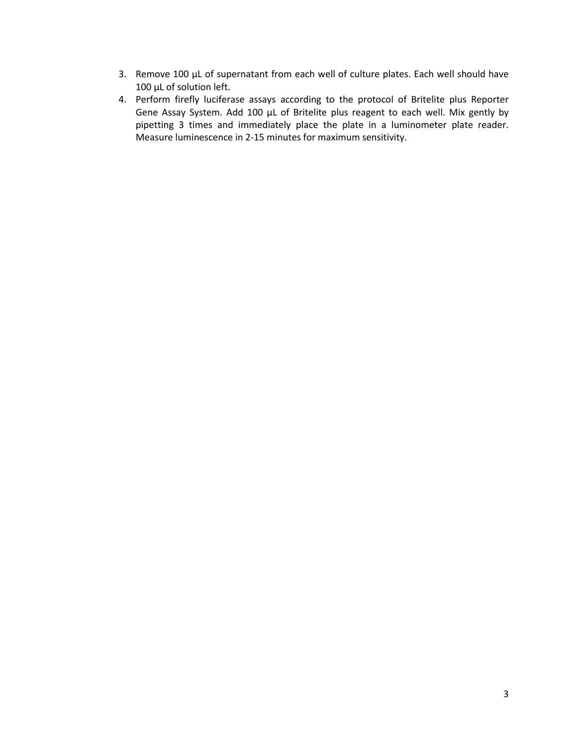3. Remove 100 µL of supernatant from each well of culture plates. Each well should have 100 µL of solution left.
4. Perform firefly luciferase assays according to the protocol of Britelite plus Reporter Gene Assay System. Add 100 µL of Britelite plus reagent to each well. Mix gently by pipetting 3 times and immediately place the plate in a luminometer plate reader. Measure luminescence in 2-15 minutes for maximum sensitivity.